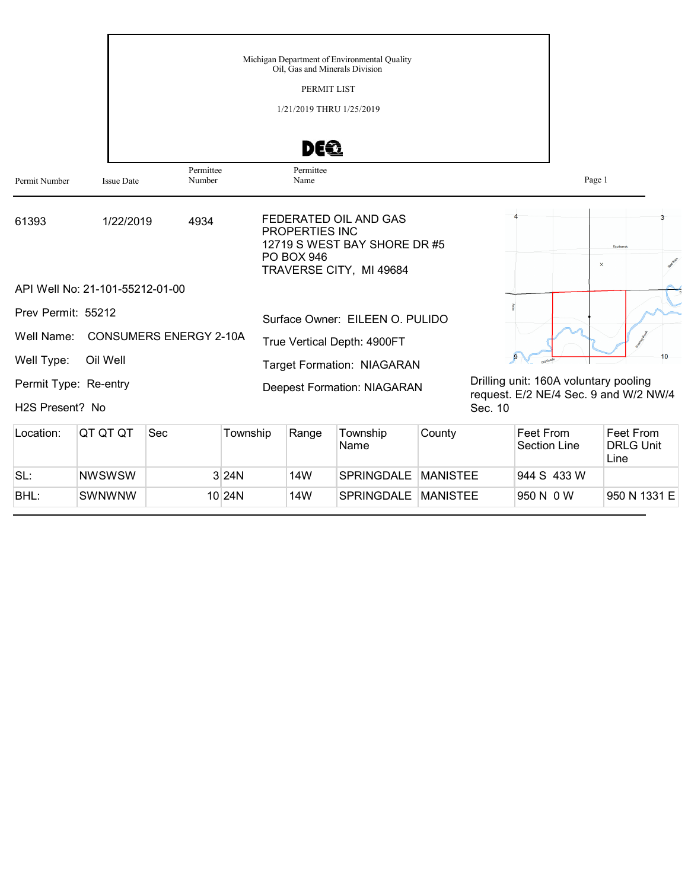Michigan Department of Environmental Quality
Oil, Gas and Minerals Division

PERMIT LIST

1/21/2019 THRU 1/25/2019

| Permit Number | Issue Date | Permittee Number | Permittee Name |
|---|---|---|---|
| 61393 | 1/22/2019 | 4934 | FEDERATED OIL AND GAS PROPERTIES INC<br>12719 S WEST BAY SHORE DR #5<br>PO BOX 946<br>TRAVERSE CITY, MI 49684 |

API Well No: 21-101-55212-01-00

Prev Permit: 55212

Well Name: CONSUMERS ENERGY 2-10A

Well Type: Oil Well

Permit Type: Re-entry

H2S Present? No

Surface Owner: EILEEN O. PULIDO

True Vertical Depth: 4900FT

Target Formation: NIAGARAN

Deepest Formation: NIAGARAN

Drilling unit: 160A voluntary pooling request. E/2 NE/4 Sec. 9 and W/2 NW/4 Sec. 10

| Location: | QT QT QT | Sec | Township | Range | Township Name | County | Feet From Section Line | Feet From DRLG Unit Line |
|---|---|---|---|---|---|---|---|---|
| SL: | NWSWSW | 3 | 24N | 14W | SPRINGDALE | MANISTEE | 944 S 433 W | |
| BHL: | SWNWNW | 10 | 24N | 14W | SPRINGDALE | MANISTEE | 950 N 0 W | 950 N 1331 E |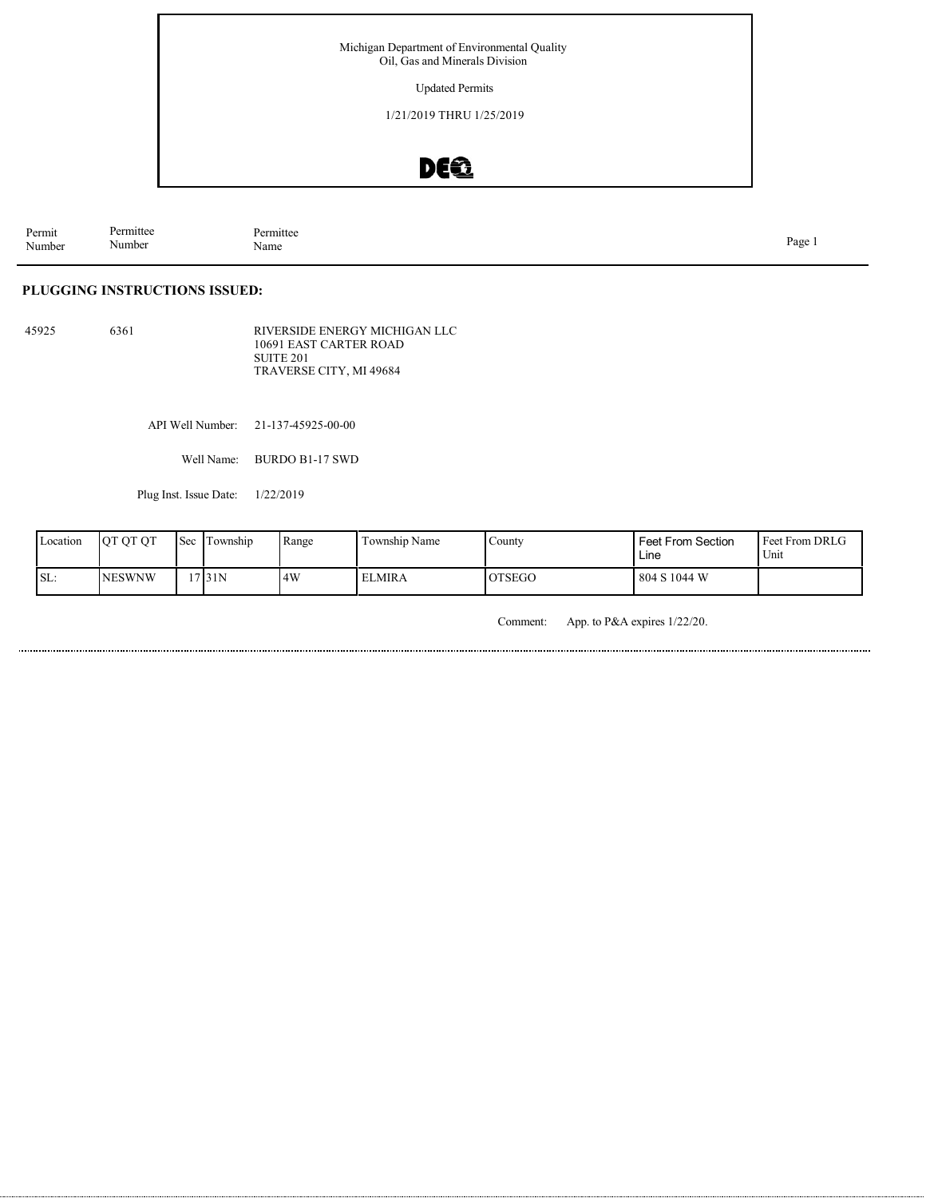Michigan Department of Environmental Quality
Oil, Gas and Minerals Division

Updated Permits

1/21/2019 THRU 1/25/2019

| Permit Number | Permittee Number | Permittee Name |
|---|---|---|

## PLUGGING INSTRUCTIONS ISSUED:

45925 6361 RIVERSIDE ENERGY MICHIGAN LLC
10691 EAST CARTER ROAD
SUITE 201
TRAVERSE CITY, MI 49684

API Well Number: 21-137-45925-00-00

Well Name: BURDO B1-17 SWD

Plug Inst. Issue Date: 1/22/2019

| Location | QT QT QT | Sec | Township | Range | Township Name | County | Feet From Section Line | Feet From DRLG Unit |
|---|---|---|---|---|---|---|---|---|
| SL: | NESWNW | 17 | 31N | 4W | ELMIRA | OTSEGO | 804 S 1044 W | |

Comment: App. to P&A expires 1/22/20.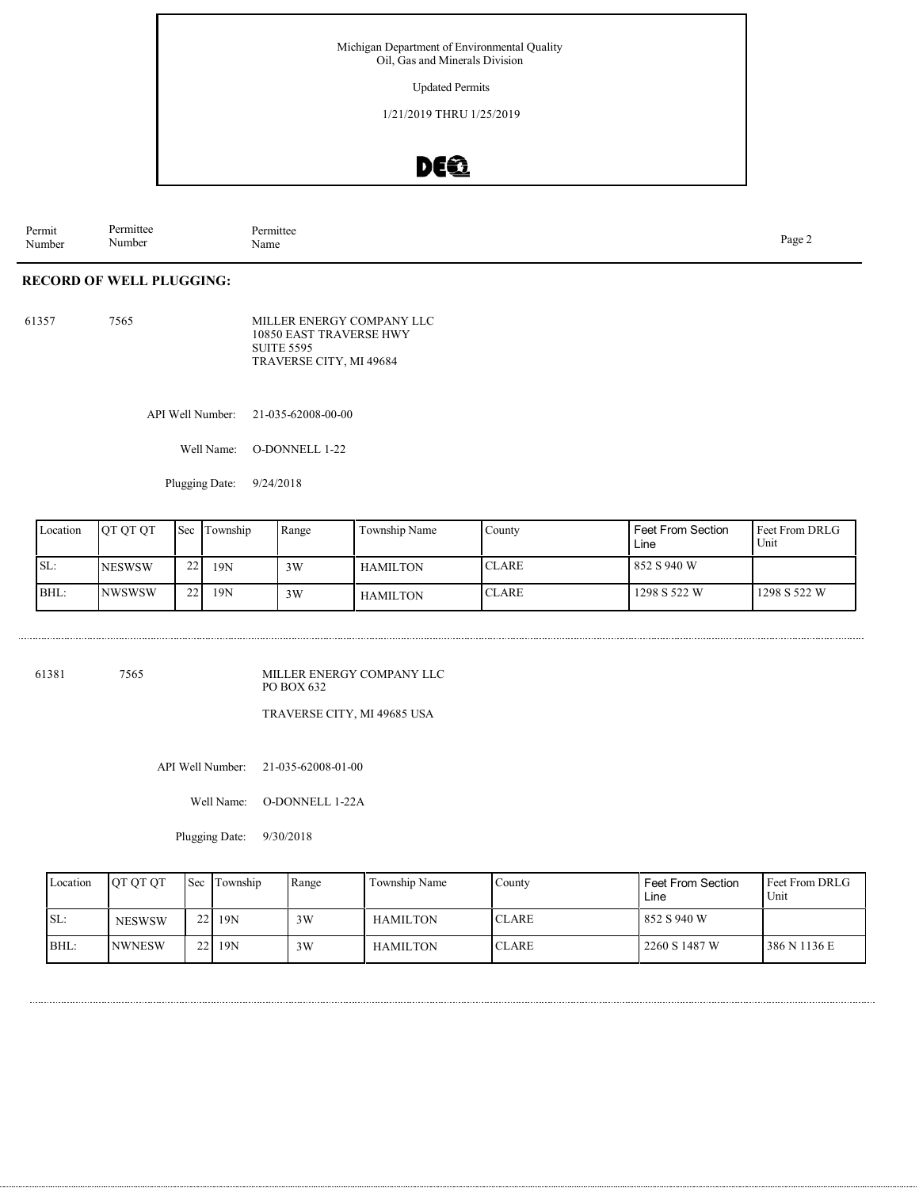Michigan Department of Environmental Quality
Oil, Gas and Minerals Division

Updated Permits

1/21/2019 THRU 1/25/2019

| Permit Number | Permittee Number | Permittee Name |
|---|---|---|

## RECORD OF WELL PLUGGING:

61357 7565 MILLER ENERGY COMPANY LLC
10850 EAST TRAVERSE HWY
SUITE 5595
TRAVERSE CITY, MI 49684

API Well Number: 21-035-62008-00-00

Well Name: O-DONNELL 1-22

Plugging Date: 9/24/2018

| Location | QT QT QT | Sec | Township | Range | Township Name | County | Feet From Section Line | Feet From DRLG Unit |
|---|---|---|---|---|---|---|---|---|
| SL: | NESWSW | 22 | 19N | 3W | HAMILTON | CLARE | 852 S 940 W | |
| BHL: | NWSWSW | 22 | 19N | 3W | HAMILTON | CLARE | 1298 S 522 W | 1298 S 522 W |

61381 7565 MILLER ENERGY COMPANY LLC
PO BOX 632

TRAVERSE CITY, MI 49685 USA

API Well Number: 21-035-62008-01-00

Well Name: O-DONNELL 1-22A

Plugging Date: 9/30/2018

| Location | QT QT QT | Sec | Township | Range | Township Name | County | Feet From Section Line | Feet From DRLG Unit |
|---|---|---|---|---|---|---|---|---|
| SL: | NESWSW | 22 | 19N | 3W | HAMILTON | CLARE | 852 S 940 W | |
| BHL: | NWNESW | 22 | 19N | 3W | HAMILTON | CLARE | 2260 S 1487 W | 386 N 1136 E |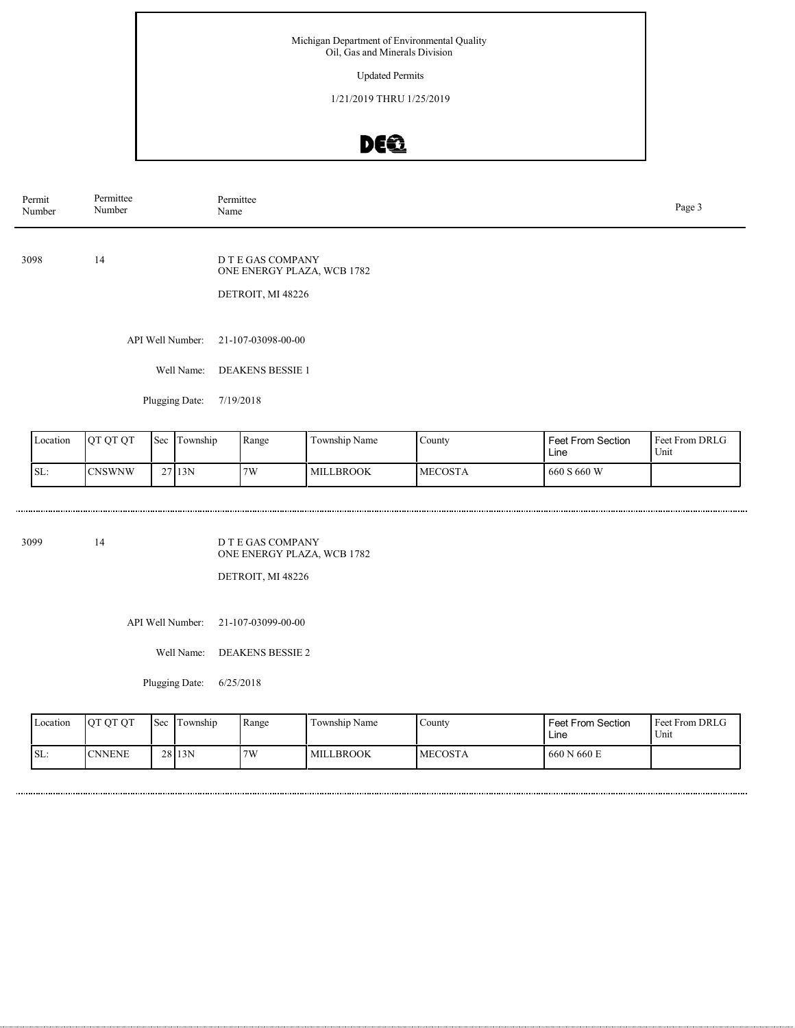Michigan Department of Environmental Quality
Oil, Gas and Minerals Division

Updated Permits

1/21/2019 THRU 1/25/2019

| Permit Number | Permittee Number | Permittee Name |
|---|---|---|
| 3098 | 14 | D T E GAS COMPANY<br>ONE ENERGY PLAZA, WCB 1782<br>DETROIT, MI 48226 |

API Well Number: 21-107-03098-00-00

Well Name: DEAKENS BESSIE 1

Plugging Date: 7/19/2018

| Location | QT QT QT | Sec | Township | Range | Township Name | County | Feet From Section Line | Feet From DRLG Unit |
|---|---|---|---|---|---|---|---|---|
| SL: | CNSWNW | 27 | 13N | 7W | MILLBROOK | MECOSTA | 660 S 660 W | |

| Permit Number | Permittee Number | Permittee Name |
|---|---|---|
| 3099 | 14 | D T E GAS COMPANY<br>ONE ENERGY PLAZA, WCB 1782<br>DETROIT, MI 48226 |

API Well Number: 21-107-03099-00-00

Well Name: DEAKENS BESSIE 2

Plugging Date: 6/25/2018

| Location | QT QT QT | Sec | Township | Range | Township Name | County | Feet From Section Line | Feet From DRLG Unit |
|---|---|---|---|---|---|---|---|---|
| SL: | CNNENE | 28 | 13N | 7W | MILLBROOK | MECOSTA | 660 N 660 E | |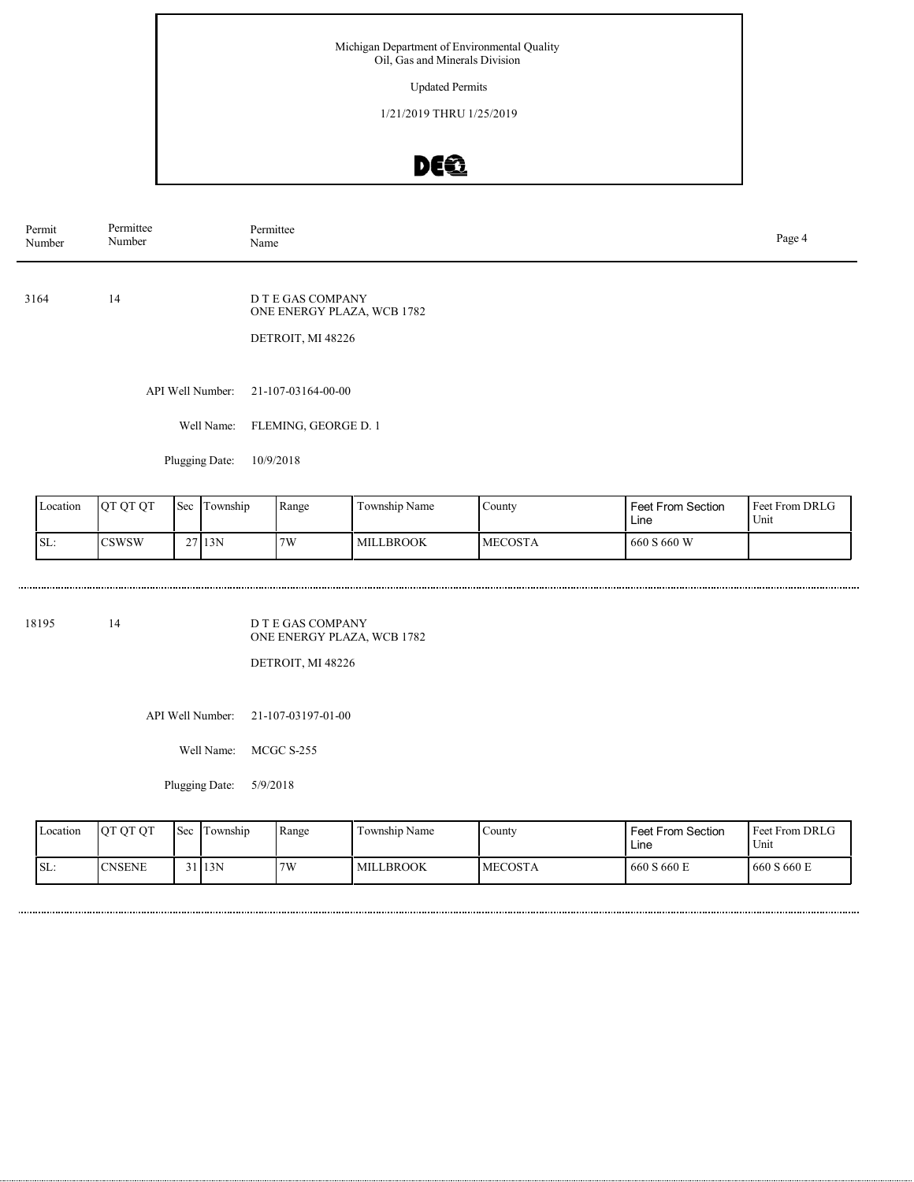Michigan Department of Environmental Quality
Oil, Gas and Minerals Division

Updated Permits

1/21/2019 THRU 1/25/2019

| Permit Number | Permittee Number | Permittee Name |
|---|---|---|

3164 14 D T E GAS COMPANY
ONE ENERGY PLAZA, WCB 1782

DETROIT, MI 48226

API Well Number: 21-107-03164-00-00

Well Name: FLEMING, GEORGE D. 1

Plugging Date: 10/9/2018

| Location | QT QT QT | Sec | Township | Range | Township Name | County | Feet From Section Line | Feet From DRLG Unit |
|---|---|---|---|---|---|---|---|---|
| SL: | CSWSW | 27 | 13N | 7W | MILLBROOK | MECOSTA | 660 S 660 W | |

18195 14 D T E GAS COMPANY
ONE ENERGY PLAZA, WCB 1782

DETROIT, MI 48226

API Well Number: 21-107-03197-01-00

Well Name: MCGC S-255

Plugging Date: 5/9/2018

| Location | QT QT QT | Sec | Township | Range | Township Name | County | Feet From Section Line | Feet From DRLG Unit |
|---|---|---|---|---|---|---|---|---|
| SL: | CNSENE | 31 | 13N | 7W | MILLBROOK | MECOSTA | 660 S 660 E | 660 S 660 E |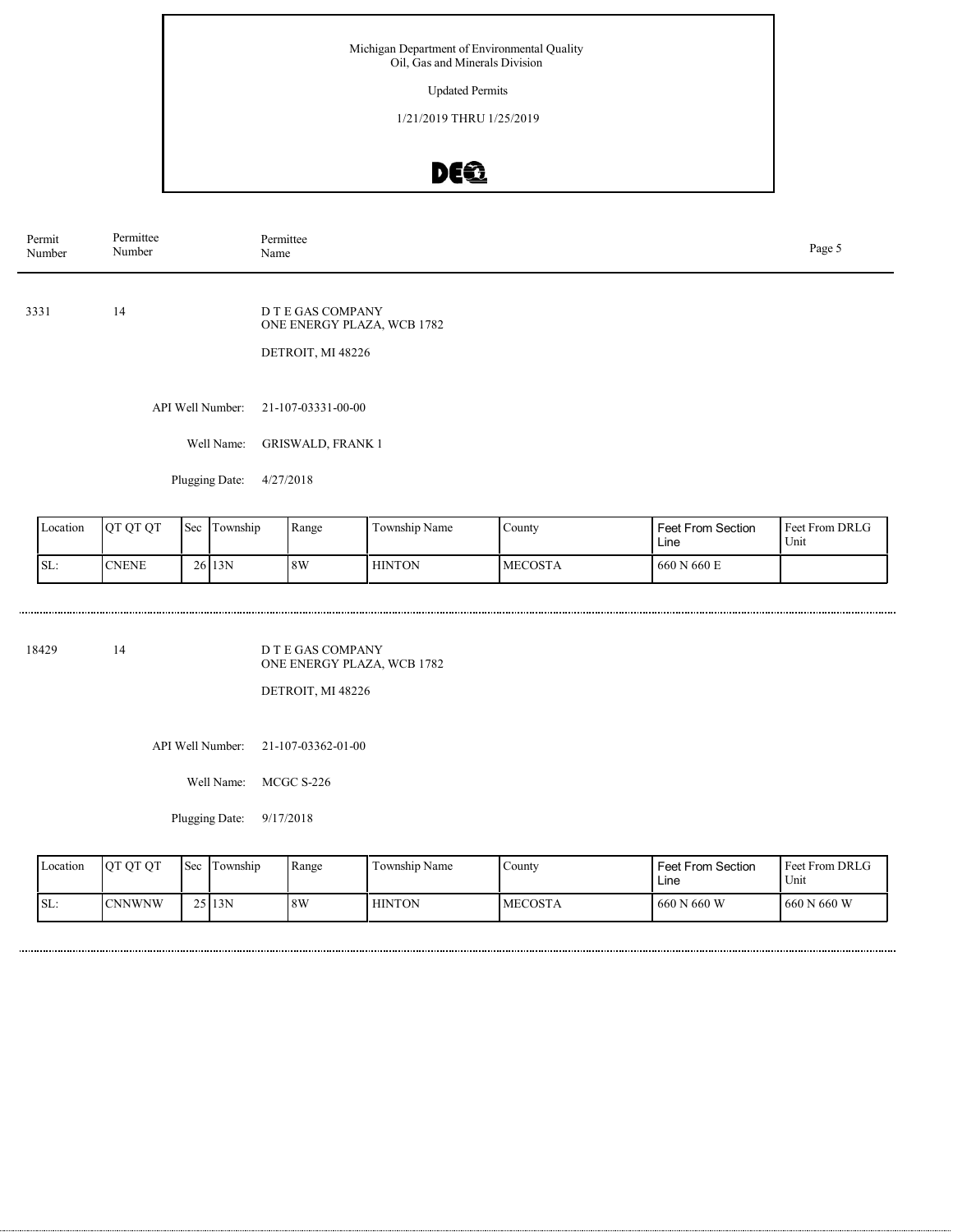Michigan Department of Environmental Quality
Oil, Gas and Minerals Division

Updated Permits

1/21/2019 THRU 1/25/2019

| Permit Number | Permittee Number | Permittee Name |
|---|---|---|

---

**3331** | **14** | D T E GAS COMPANY
ONE ENERGY PLAZA, WCB 1782
DETROIT, MI 48226

API Well Number: 21-107-03331-00-00

Well Name: GRISWALD, FRANK 1

Plugging Date: 4/27/2018

| Location | QT QT QT | Sec | Township | Range | Township Name | County | Feet From Section Line | Feet From DRLG Unit |
|---|---|---|---|---|---|---|---|---|
| SL: | CNENE | 26 | 13N | 8W | HINTON | MECOSTA | 660 N 660 E | |

---

**18429** | **14** | D T E GAS COMPANY
ONE ENERGY PLAZA, WCB 1782
DETROIT, MI 48226

API Well Number: 21-107-03362-01-00

Well Name: MCGC S-226

Plugging Date: 9/17/2018

| Location | QT QT QT | Sec | Township | Range | Township Name | County | Feet From Section Line | Feet From DRLG Unit |
|---|---|---|---|---|---|---|---|---|
| SL: | CNNWNW | 25 | 13N | 8W | HINTON | MECOSTA | 660 N 660 W | 660 N 660 W |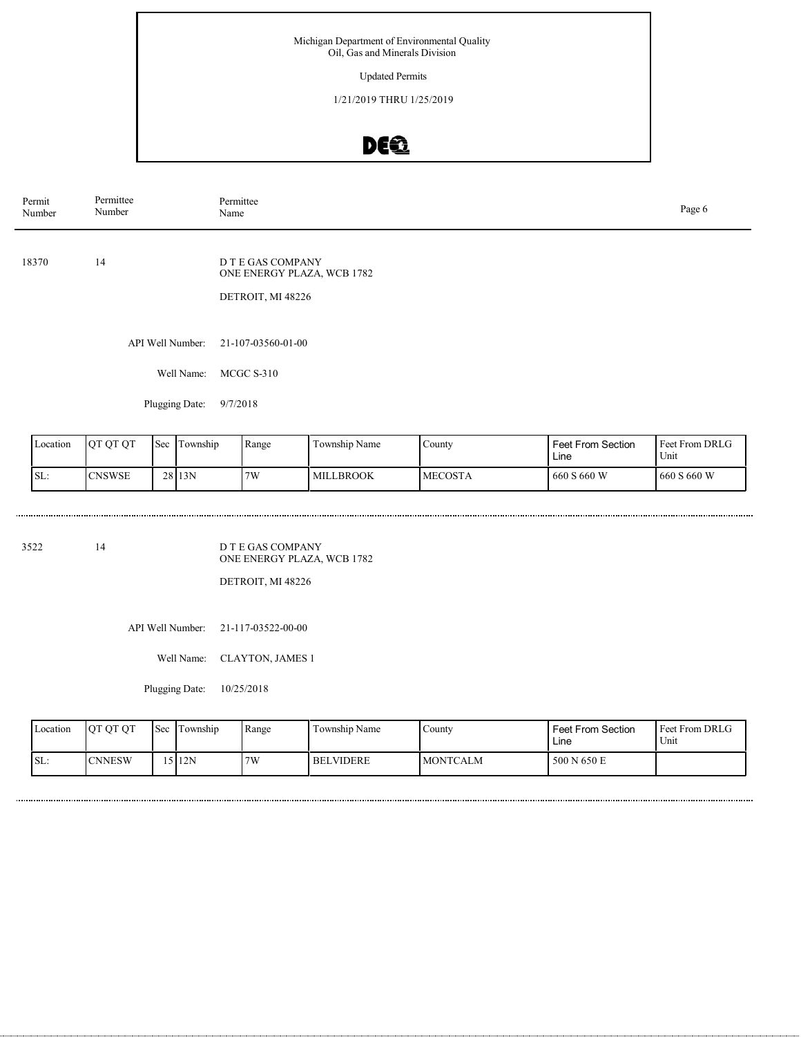Michigan Department of Environmental Quality
Oil, Gas and Minerals Division

Updated Permits

1/21/2019 THRU 1/25/2019

| Permit Number | Permittee Number | Permittee Name |
|---|---|---|

**18370** | 14 | D T E GAS COMPANY
ONE ENERGY PLAZA, WCB 1782
DETROIT, MI 48226

API Well Number: 21-107-03560-01-00

Well Name: MCGC S-310

Plugging Date: 9/7/2018

| Location | QT QT QT | Sec | Township | Range | Township Name | County | Feet From Section Line | Feet From DRLG Unit |
|---|---|---|---|---|---|---|---|---|
| SL: | CNSWSE | 28 | 13N | 7W | MILLBROOK | MECOSTA | 660 S 660 W | 660 S 660 W |

---

**3522** | 14 | D T E GAS COMPANY
ONE ENERGY PLAZA, WCB 1782
DETROIT, MI 48226

API Well Number: 21-117-03522-00-00

Well Name: CLAYTON, JAMES 1

Plugging Date: 10/25/2018

| Location | QT QT QT | Sec | Township | Range | Township Name | County | Feet From Section Line | Feet From DRLG Unit |
|---|---|---|---|---|---|---|---|---|
| SL: | CNNESW | 15 | 12N | 7W | BELVIDERE | MONTCALM | 500 N 650 E | |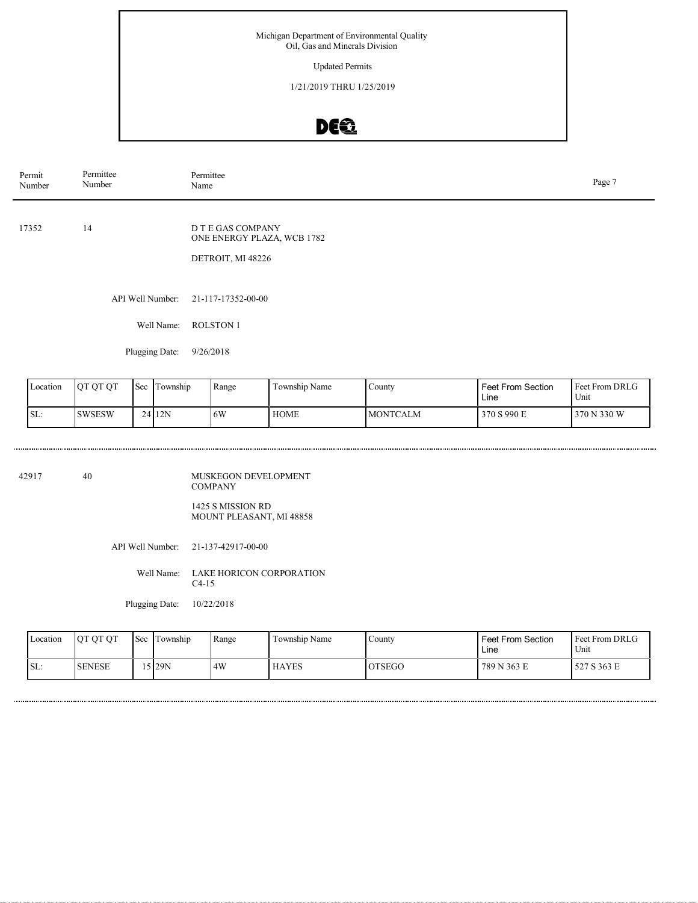Michigan Department of Environmental Quality
Oil, Gas and Minerals Division

Updated Permits

1/21/2019 THRU 1/25/2019

| Permit Number | Permittee Number | Permittee Name |
|---|---|---|

17352 | 14 | D T E GAS COMPANY
ONE ENERGY PLAZA, WCB 1782

DETROIT, MI 48226

API Well Number: 21-117-17352-00-00

Well Name: ROLSTON 1

Plugging Date: 9/26/2018

| Location | QT QT QT | Sec | Township | Range | Township Name | County | Feet From Section Line | Feet From DRLG Unit |
|---|---|---|---|---|---|---|---|---|
| SL: | SWSESW | 24 | 12N | 6W | HOME | MONTCALM | 370 S 990 E | 370 N 330 W |

---

42917 | 40 | MUSKEGON DEVELOPMENT COMPANY

1425 S MISSION RD
MOUNT PLEASANT, MI 48858

API Well Number: 21-137-42917-00-00

Well Name: LAKE HORICON CORPORATION C4-15

Plugging Date: 10/22/2018

| Location | QT QT QT | Sec | Township | Range | Township Name | County | Feet From Section Line | Feet From DRLG Unit |
|---|---|---|---|---|---|---|---|---|
| SL: | SENESE | 15 | 29N | 4W | HAYES | OTSEGO | 789 N 363 E | 527 S 363 E |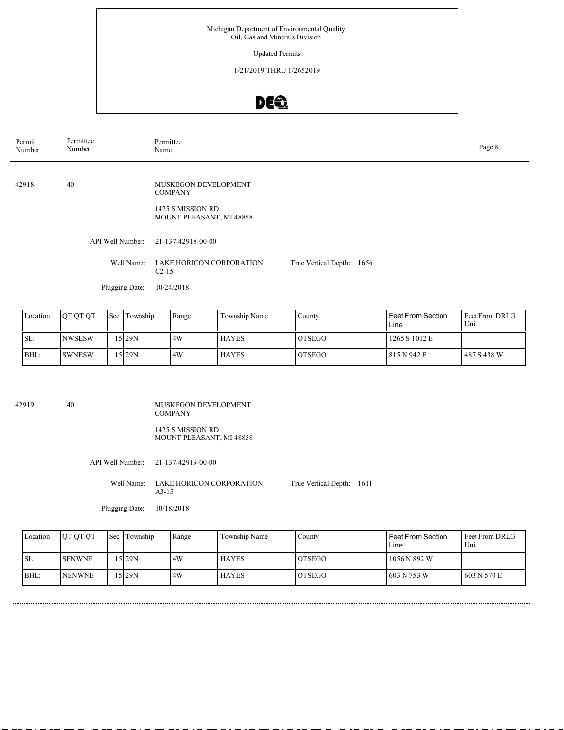Michigan Department of Environmental Quality
Oil, Gas and Minerals Division

Updated Permits

1/21/2019 THRU 1/2652019

| Permit Number | Permittee Number | Permittee Name |
|---|---|---|

42918 40 MUSKEGON DEVELOPMENT COMPANY

1425 S MISSION RD
MOUNT PLEASANT, MI 48858

API Well Number: 21-137-42918-00-00

Well Name: LAKE HORICON CORPORATION C2-15

True Vertical Depth: 1656

Plugging Date: 10/24/2018

| Location | QT QT QT | Sec | Township | Range | Township Name | County | Feet From Section Line | Feet From DRLG Unit |
|---|---|---|---|---|---|---|---|---|
| SL: | NWSESW | 15 | 29N | 4W | HAYES | OTSEGO | 1265 S 1012 E | |
| BHL: | SWNESW | 15 | 29N | 4W | HAYES | OTSEGO | 815 N 942 E | 487 S 438 W |

42919 40 MUSKEGON DEVELOPMENT COMPANY

1425 S MISSION RD
MOUNT PLEASANT, MI 48858

API Well Number: 21-137-42919-00-00

Well Name: LAKE HORICON CORPORATION A3-15

True Vertical Depth: 1611

Plugging Date: 10/18/2018

| Location | QT QT QT | Sec | Township | Range | Township Name | County | Feet From Section Line | Feet From DRLG Unit |
|---|---|---|---|---|---|---|---|---|
| SL: | SENWNE | 15 | 29N | 4W | HAYES | OTSEGO | 1056 N 892 W | |
| BHL: | NENWNE | 15 | 29N | 4W | HAYES | OTSEGO | 603 N 753 W | 603 N 570 E |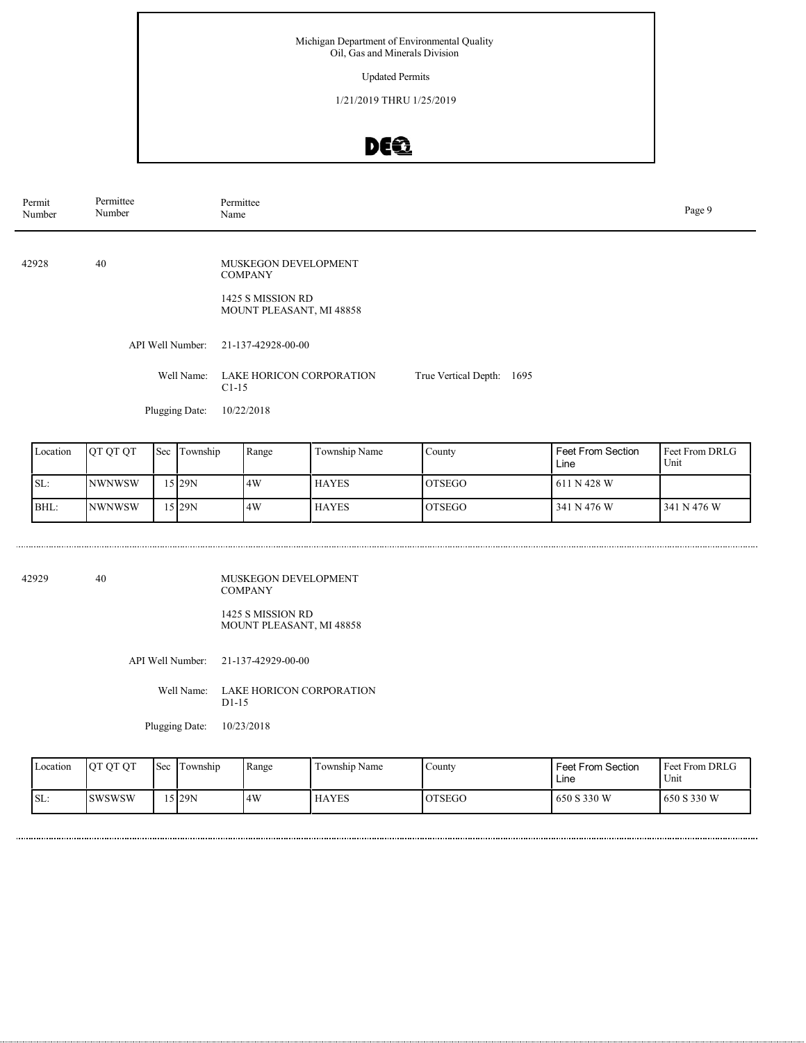Michigan Department of Environmental Quality
Oil, Gas and Minerals Division

Updated Permits

1/21/2019 THRU 1/25/2019

| Permit Number | Permittee Number | Permittee Name |
|---|---|---|

42928 | 40 | MUSKEGON DEVELOPMENT COMPANY

1425 S MISSION RD
MOUNT PLEASANT, MI 48858

API Well Number: 21-137-42928-00-00

Well Name: LAKE HORICON CORPORATION C1-15

True Vertical Depth: 1695

Plugging Date: 10/22/2018

| Location | QT QT QT | Sec | Township | Range | Township Name | County | Feet From Section Line | Feet From DRLG Unit |
|---|---|---|---|---|---|---|---|---|
| SL: | NWNWSW | 15 | 29N | 4W | HAYES | OTSEGO | 611 N 428 W | |
| BHL: | NWNWSW | 15 | 29N | 4W | HAYES | OTSEGO | 341 N 476 W | 341 N 476 W |

42929 | 40 | MUSKEGON DEVELOPMENT COMPANY

1425 S MISSION RD
MOUNT PLEASANT, MI 48858

API Well Number: 21-137-42929-00-00

Well Name: LAKE HORICON CORPORATION D1-15

Plugging Date: 10/23/2018

| Location | QT QT QT | Sec | Township | Range | Township Name | County | Feet From Section Line | Feet From DRLG Unit |
|---|---|---|---|---|---|---|---|---|
| SL: | SWSWSW | 15 | 29N | 4W | HAYES | OTSEGO | 650 S 330 W | 650 S 330 W |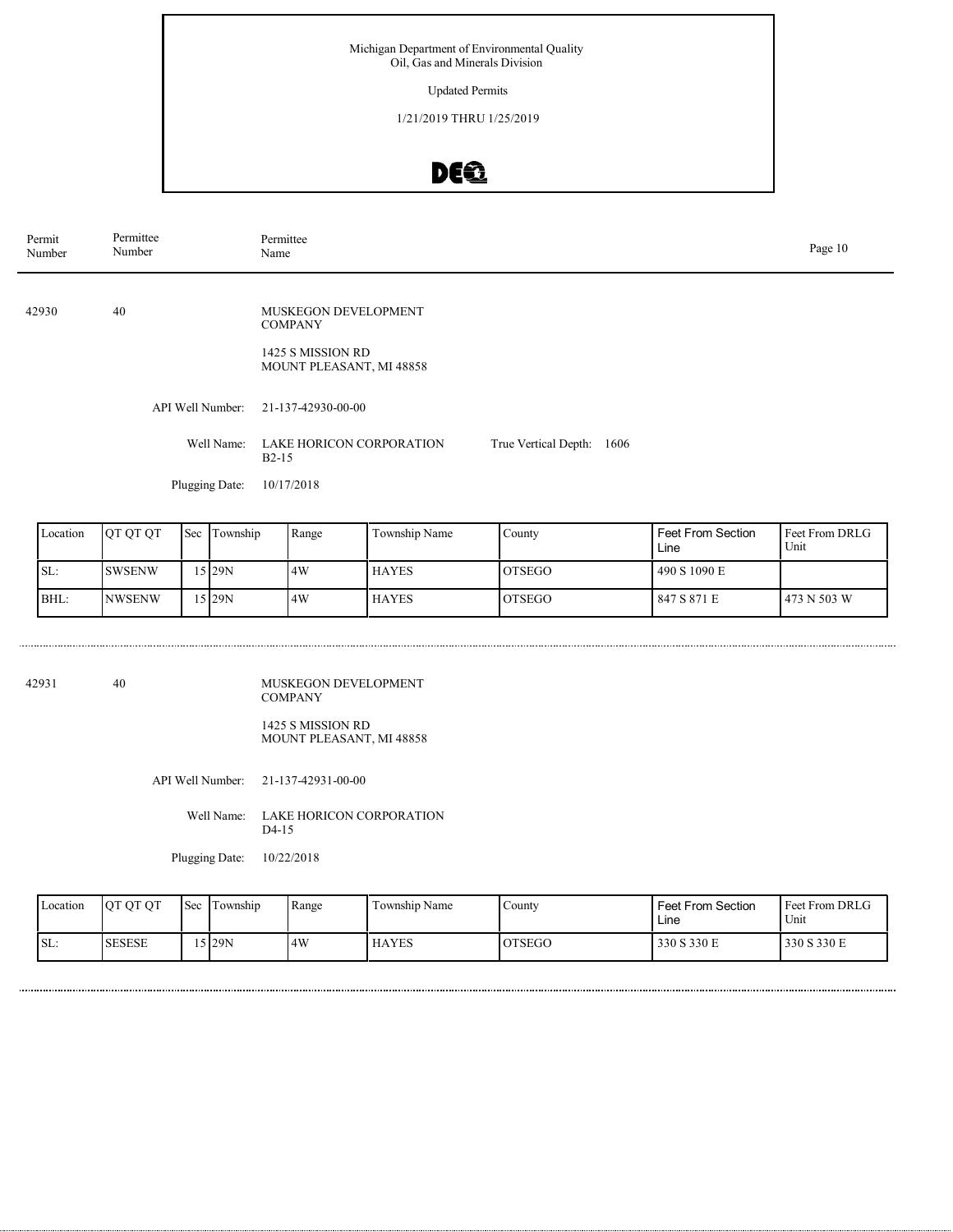Michigan Department of Environmental Quality
Oil, Gas and Minerals Division

Updated Permits

1/21/2019 THRU 1/25/2019

| Permit Number | Permittee Number | Permittee Name |
|---|---|---|

**42930** — **40** — MUSKEGON DEVELOPMENT COMPANY

1425 S MISSION RD
MOUNT PLEASANT, MI 48858

API Well Number: 21-137-42930-00-00

Well Name: LAKE HORICON CORPORATION B2-15

True Vertical Depth: 1606

Plugging Date: 10/17/2018

| Location | QT QT QT | Sec | Township | Range | Township Name | County | Feet From Section Line | Feet From DRLG Unit |
|---|---|---|---|---|---|---|---|---|
| SL: | SWSENW | 15 | 29N | 4W | HAYES | OTSEGO | 490 S 1090 E | |
| BHL: | NWSENW | 15 | 29N | 4W | HAYES | OTSEGO | 847 S 871 E | 473 N 503 W |

**42931** — **40** — MUSKEGON DEVELOPMENT COMPANY

1425 S MISSION RD
MOUNT PLEASANT, MI 48858

API Well Number: 21-137-42931-00-00

Well Name: LAKE HORICON CORPORATION D4-15

Plugging Date: 10/22/2018

| Location | QT QT QT | Sec | Township | Range | Township Name | County | Feet From Section Line | Feet From DRLG Unit |
|---|---|---|---|---|---|---|---|---|
| SL: | SESESE | 15 | 29N | 4W | HAYES | OTSEGO | 330 S 330 E | 330 S 330 E |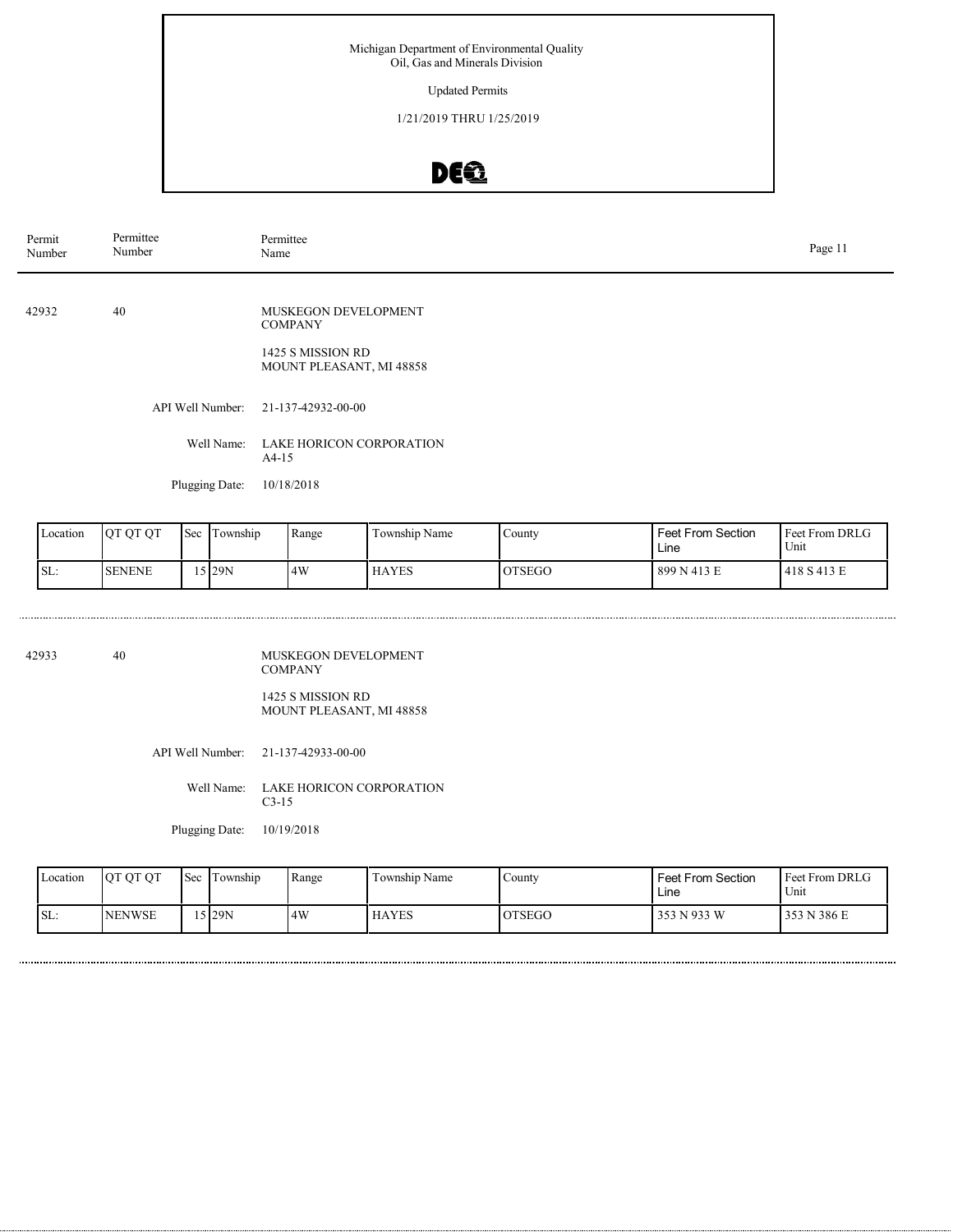Michigan Department of Environmental Quality
Oil, Gas and Minerals Division

Updated Permits

1/21/2019 THRU 1/25/2019

| Permit Number | Permittee Number | Permittee Name |
|---|---|---|

42932 | 40 | MUSKEGON DEVELOPMENT COMPANY

1425 S MISSION RD
MOUNT PLEASANT, MI 48858

API Well Number: 21-137-42932-00-00

Well Name: LAKE HORICON CORPORATION A4-15

Plugging Date: 10/18/2018

| Location | QT QT QT | Sec | Township | Range | Township Name | County | Feet From Section Line | Feet From DRLG Unit |
|---|---|---|---|---|---|---|---|---|
| SL: | SENENE | 15 | 29N | 4W | HAYES | OTSEGO | 899 N 413 E | 418 S 413 E |

---

42933 | 40 | MUSKEGON DEVELOPMENT COMPANY

1425 S MISSION RD
MOUNT PLEASANT, MI 48858

API Well Number: 21-137-42933-00-00

Well Name: LAKE HORICON CORPORATION C3-15

Plugging Date: 10/19/2018

| Location | QT QT QT | Sec | Township | Range | Township Name | County | Feet From Section Line | Feet From DRLG Unit |
|---|---|---|---|---|---|---|---|---|
| SL: | NENWSE | 15 | 29N | 4W | HAYES | OTSEGO | 353 N 933 W | 353 N 386 E |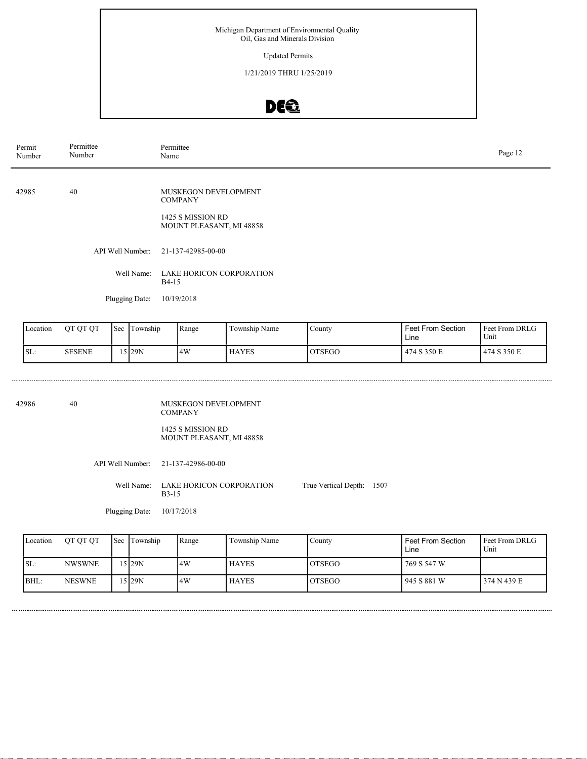Michigan Department of Environmental Quality
Oil, Gas and Minerals Division

Updated Permits

1/21/2019 THRU 1/25/2019

| Permit Number | Permittee Number | Permittee Name |
|---|---|---|

---

**42985** | **40** | MUSKEGON DEVELOPMENT COMPANY

1425 S MISSION RD
MOUNT PLEASANT, MI 48858

API Well Number: 21-137-42985-00-00

Well Name: LAKE HORICON CORPORATION B4-15

Plugging Date: 10/19/2018

| Location | QT QT QT | Sec | Township | Range | Township Name | County | Feet From Section Line | Feet From DRLG Unit |
|---|---|---|---|---|---|---|---|---|
| SL: | SESENE | 15 | 29N | 4W | HAYES | OTSEGO | 474 S 350 E | 474 S 350 E |

---

**42986** | **40** | MUSKEGON DEVELOPMENT COMPANY

1425 S MISSION RD
MOUNT PLEASANT, MI 48858

API Well Number: 21-137-42986-00-00

Well Name: LAKE HORICON CORPORATION B3-15

True Vertical Depth: 1507

Plugging Date: 10/17/2018

| Location | QT QT QT | Sec | Township | Range | Township Name | County | Feet From Section Line | Feet From DRLG Unit |
|---|---|---|---|---|---|---|---|---|
| SL: | NWSWNE | 15 | 29N | 4W | HAYES | OTSEGO | 769 S 547 W | |
| BHL: | NESWNE | 15 | 29N | 4W | HAYES | OTSEGO | 945 S 881 W | 374 N 439 E |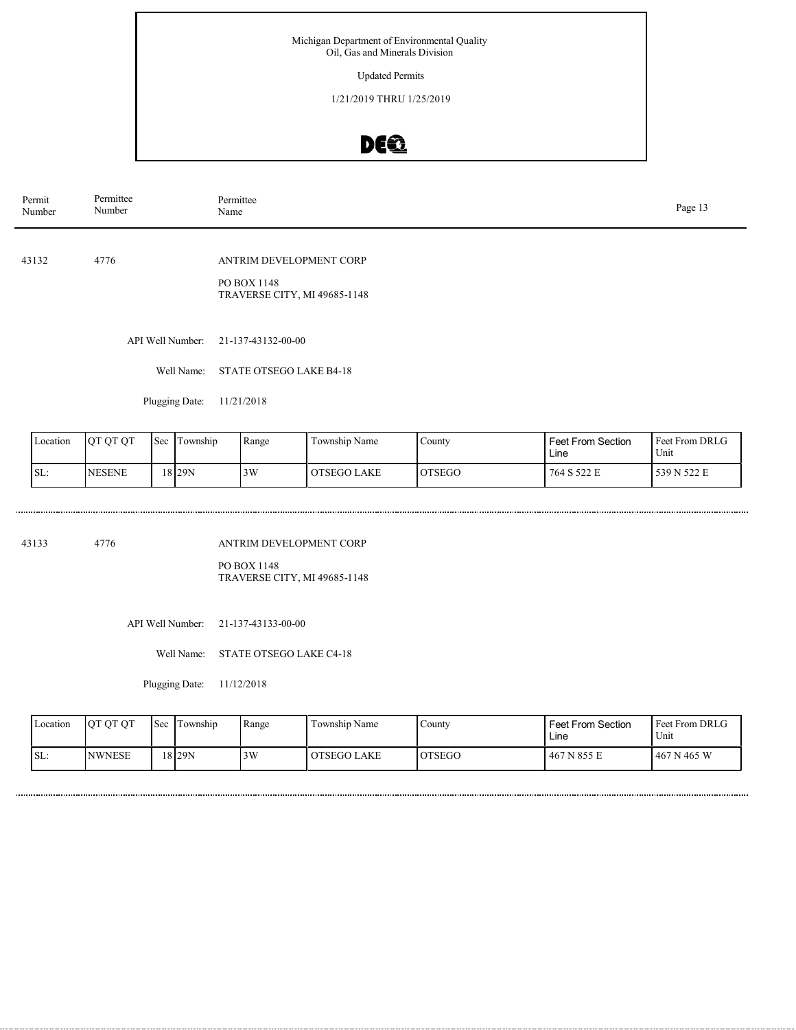Michigan Department of Environmental Quality
Oil, Gas and Minerals Division

Updated Permits

1/21/2019 THRU 1/25/2019

| Permit Number | Permittee Number | Permittee Name |
|---|---|---|

43132 &nbsp;&nbsp; 4776 &nbsp;&nbsp; ANTRIM DEVELOPMENT CORP

PO BOX 1148
TRAVERSE CITY, MI 49685-1148

API Well Number: 21-137-43132-00-00

Well Name: STATE OTSEGO LAKE B4-18

Plugging Date: 11/21/2018

| Location | QT QT QT | Sec | Township | Range | Township Name | County | Feet From Section Line | Feet From DRLG Unit |
|---|---|---|---|---|---|---|---|---|
| SL: | NESENE | 18 | 29N | 3W | OTSEGO LAKE | OTSEGO | 764 S 522 E | 539 N 522 E |

---

43133 &nbsp;&nbsp; 4776 &nbsp;&nbsp; ANTRIM DEVELOPMENT CORP

PO BOX 1148
TRAVERSE CITY, MI 49685-1148

API Well Number: 21-137-43133-00-00

Well Name: STATE OTSEGO LAKE C4-18

Plugging Date: 11/12/2018

| Location | QT QT QT | Sec | Township | Range | Township Name | County | Feet From Section Line | Feet From DRLG Unit |
|---|---|---|---|---|---|---|---|---|
| SL: | NWNESE | 18 | 29N | 3W | OTSEGO LAKE | OTSEGO | 467 N 855 E | 467 N 465 W |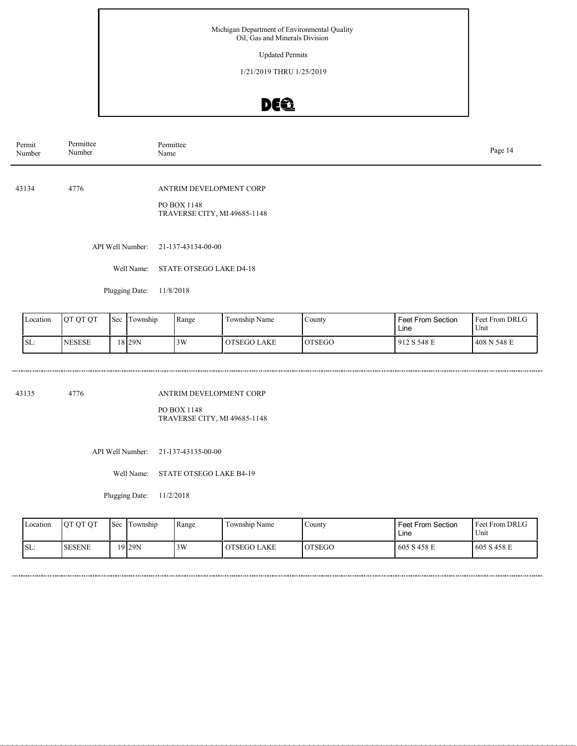Michigan Department of Environmental Quality
Oil, Gas and Minerals Division

Updated Permits

1/21/2019 THRU 1/25/2019

| Permit Number | Permittee Number | Permittee Name |
|---|---|---|

43134 4776 ANTRIM DEVELOPMENT CORP

PO BOX 1148
TRAVERSE CITY, MI 49685-1148

API Well Number: 21-137-43134-00-00

Well Name: STATE OTSEGO LAKE D4-18

Plugging Date: 11/8/2018

| Location | QT QT QT | Sec | Township | Range | Township Name | County | Feet From Section Line | Feet From DRLG Unit |
|---|---|---|---|---|---|---|---|---|
| SL: | NESESE | 18 | 29N | 3W | OTSEGO LAKE | OTSEGO | 912 S 548 E | 408 N 548 E |

43135 4776 ANTRIM DEVELOPMENT CORP

PO BOX 1148
TRAVERSE CITY, MI 49685-1148

API Well Number: 21-137-43135-00-00

Well Name: STATE OTSEGO LAKE B4-19

Plugging Date: 11/2/2018

| Location | QT QT QT | Sec | Township | Range | Township Name | County | Feet From Section Line | Feet From DRLG Unit |
|---|---|---|---|---|---|---|---|---|
| SL: | SESENE | 19 | 29N | 3W | OTSEGO LAKE | OTSEGO | 605 S 458 E | 605 S 458 E |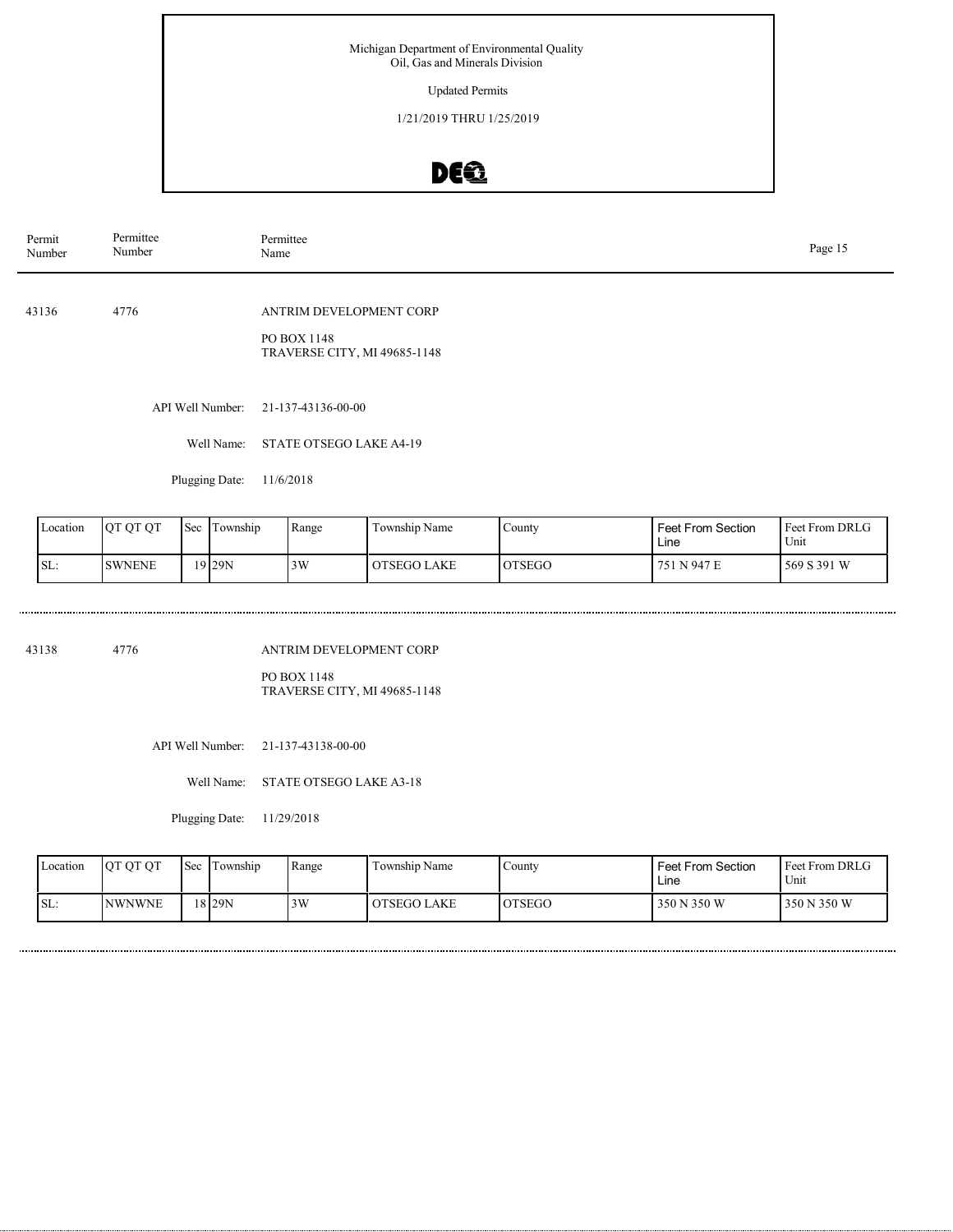Michigan Department of Environmental Quality
Oil, Gas and Minerals Division

Updated Permits

1/21/2019 THRU 1/25/2019

| Permit Number | Permittee Number | Permittee Name |
|---|---|---|

43136 4776 ANTRIM DEVELOPMENT CORP

PO BOX 1148
TRAVERSE CITY, MI 49685-1148

API Well Number: 21-137-43136-00-00

Well Name: STATE OTSEGO LAKE A4-19

Plugging Date: 11/6/2018

| Location | QT QT QT | Sec | Township | Range | Township Name | County | Feet From Section Line | Feet From DRLG Unit |
|---|---|---|---|---|---|---|---|---|
| SL: | SWNENE | 19 | 29N | 3W | OTSEGO LAKE | OTSEGO | 751 N 947 E | 569 S 391 W |

43138 4776 ANTRIM DEVELOPMENT CORP

PO BOX 1148
TRAVERSE CITY, MI 49685-1148

API Well Number: 21-137-43138-00-00

Well Name: STATE OTSEGO LAKE A3-18

Plugging Date: 11/29/2018

| Location | QT QT QT | Sec | Township | Range | Township Name | County | Feet From Section Line | Feet From DRLG Unit |
|---|---|---|---|---|---|---|---|---|
| SL: | NWNWNE | 18 | 29N | 3W | OTSEGO LAKE | OTSEGO | 350 N 350 W | 350 N 350 W |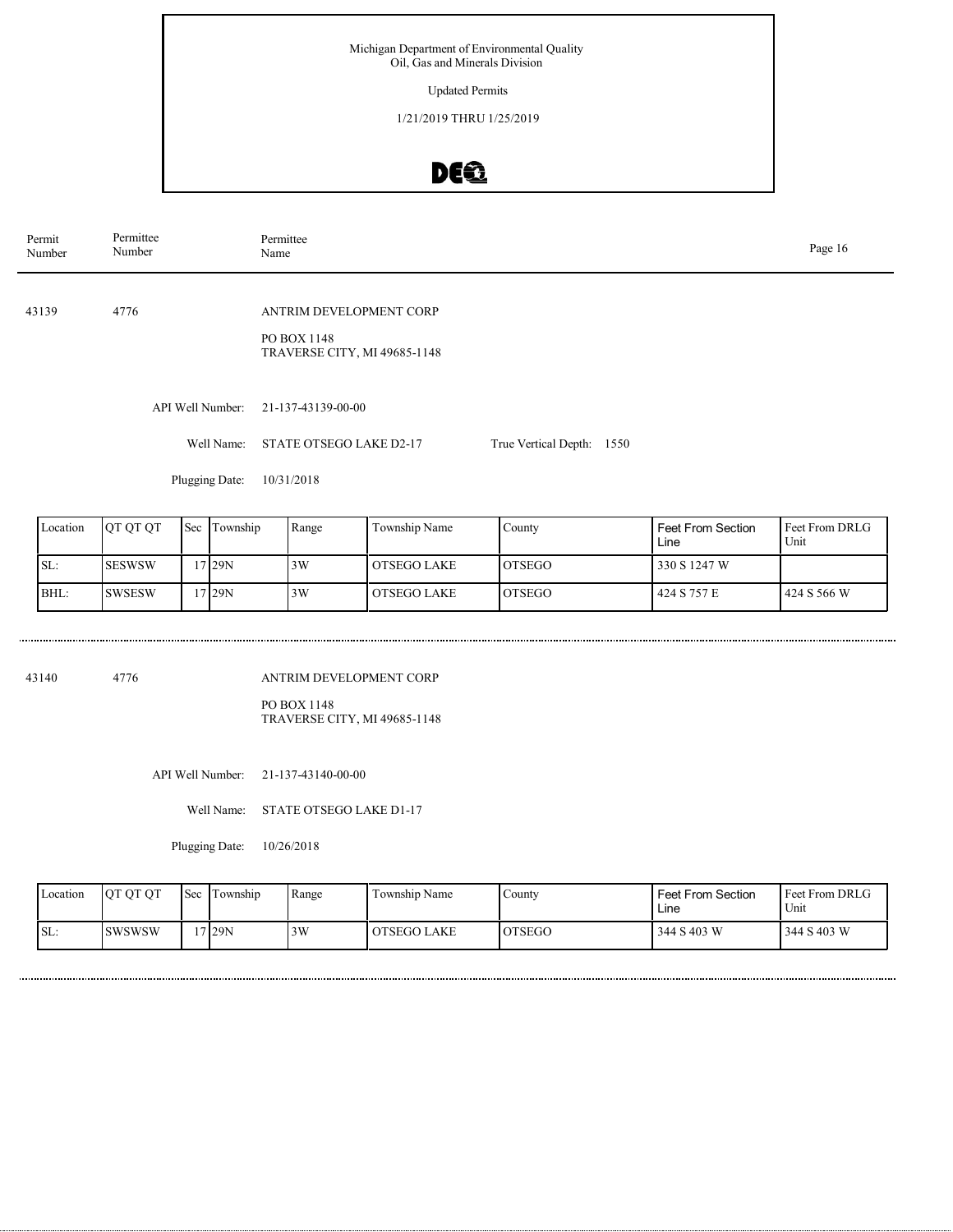Michigan Department of Environmental Quality
Oil, Gas and Minerals Division

Updated Permits

1/21/2019 THRU 1/25/2019

| Permit Number | Permittee Number | Permittee Name |
|---|---|---|

43139 4776 ANTRIM DEVELOPMENT CORP

PO BOX 1148
TRAVERSE CITY, MI 49685-1148

API Well Number: 21-137-43139-00-00

Well Name: STATE OTSEGO LAKE D2-17 True Vertical Depth: 1550

Plugging Date: 10/31/2018

| Location | QT QT QT | Sec | Township | Range | Township Name | County | Feet From Section Line | Feet From DRLG Unit |
|---|---|---|---|---|---|---|---|---|
| SL: | SESWSW | 17 | 29N | 3W | OTSEGO LAKE | OTSEGO | 330 S 1247 W | |
| BHL: | SWSESW | 17 | 29N | 3W | OTSEGO LAKE | OTSEGO | 424 S 757 E | 424 S 566 W |

43140 4776 ANTRIM DEVELOPMENT CORP

PO BOX 1148
TRAVERSE CITY, MI 49685-1148

API Well Number: 21-137-43140-00-00

Well Name: STATE OTSEGO LAKE D1-17

Plugging Date: 10/26/2018

| Location | QT QT QT | Sec | Township | Range | Township Name | County | Feet From Section Line | Feet From DRLG Unit |
|---|---|---|---|---|---|---|---|---|
| SL: | SWSWSW | 17 | 29N | 3W | OTSEGO LAKE | OTSEGO | 344 S 403 W | 344 S 403 W |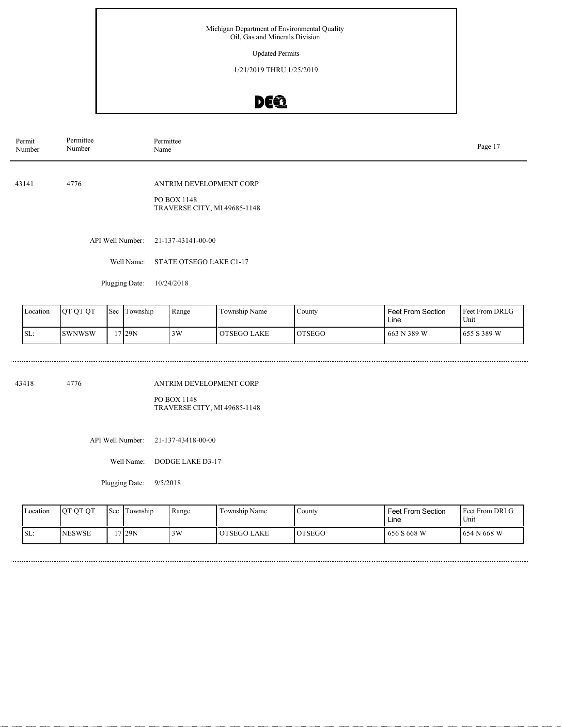Michigan Department of Environmental Quality
Oil, Gas and Minerals Division

Updated Permits

1/21/2019 THRU 1/25/2019

| Permit Number | Permittee Number | Permittee Name |
|---|---|---|

43141 4776 ANTRIM DEVELOPMENT CORP

PO BOX 1148
TRAVERSE CITY, MI 49685-1148

API Well Number: 21-137-43141-00-00

Well Name: STATE OTSEGO LAKE C1-17

Plugging Date: 10/24/2018

| Location | QT QT QT | Sec | Township | Range | Township Name | County | Feet From Section Line | Feet From DRLG Unit |
|---|---|---|---|---|---|---|---|---|
| SL: | SWNWSW | 17 | 29N | 3W | OTSEGO LAKE | OTSEGO | 663 N 389 W | 655 S 389 W |

43418 4776 ANTRIM DEVELOPMENT CORP

PO BOX 1148
TRAVERSE CITY, MI 49685-1148

API Well Number: 21-137-43418-00-00

Well Name: DODGE LAKE D3-17

Plugging Date: 9/5/2018

| Location | QT QT QT | Sec | Township | Range | Township Name | County | Feet From Section Line | Feet From DRLG Unit |
|---|---|---|---|---|---|---|---|---|
| SL: | NESWSE | 17 | 29N | 3W | OTSEGO LAKE | OTSEGO | 656 S 668 W | 654 N 668 W |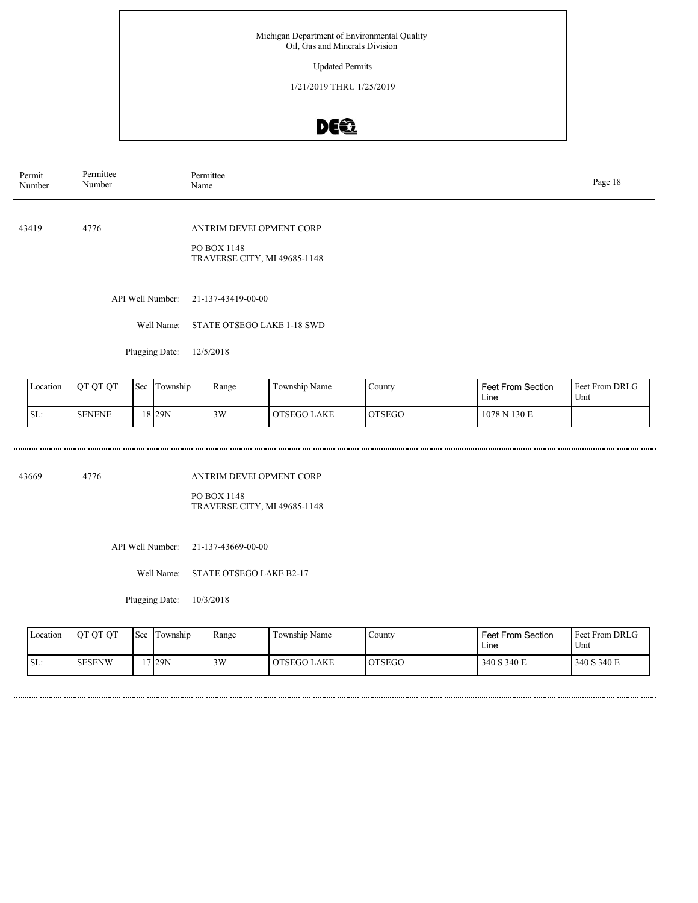Michigan Department of Environmental Quality
Oil, Gas and Minerals Division

Updated Permits

1/21/2019 THRU 1/25/2019

| Permit Number | Permittee Number | Permittee Name |
|---|---|---|

43419 4776 ANTRIM DEVELOPMENT CORP

PO BOX 1148
TRAVERSE CITY, MI 49685-1148

API Well Number: 21-137-43419-00-00

Well Name: STATE OTSEGO LAKE 1-18 SWD

Plugging Date: 12/5/2018

| Location | QT QT QT | Sec | Township | Range | Township Name | County | Feet From Section Line | Feet From DRLG Unit |
|---|---|---|---|---|---|---|---|---|
| SL: | SENENE | 18 | 29N | 3W | OTSEGO LAKE | OTSEGO | 1078 N 130 E | |

43669 4776 ANTRIM DEVELOPMENT CORP

PO BOX 1148
TRAVERSE CITY, MI 49685-1148

API Well Number: 21-137-43669-00-00

Well Name: STATE OTSEGO LAKE B2-17

Plugging Date: 10/3/2018

| Location | QT QT QT | Sec | Township | Range | Township Name | County | Feet From Section Line | Feet From DRLG Unit |
|---|---|---|---|---|---|---|---|---|
| SL: | SESENW | 17 | 29N | 3W | OTSEGO LAKE | OTSEGO | 340 S 340 E | 340 S 340 E |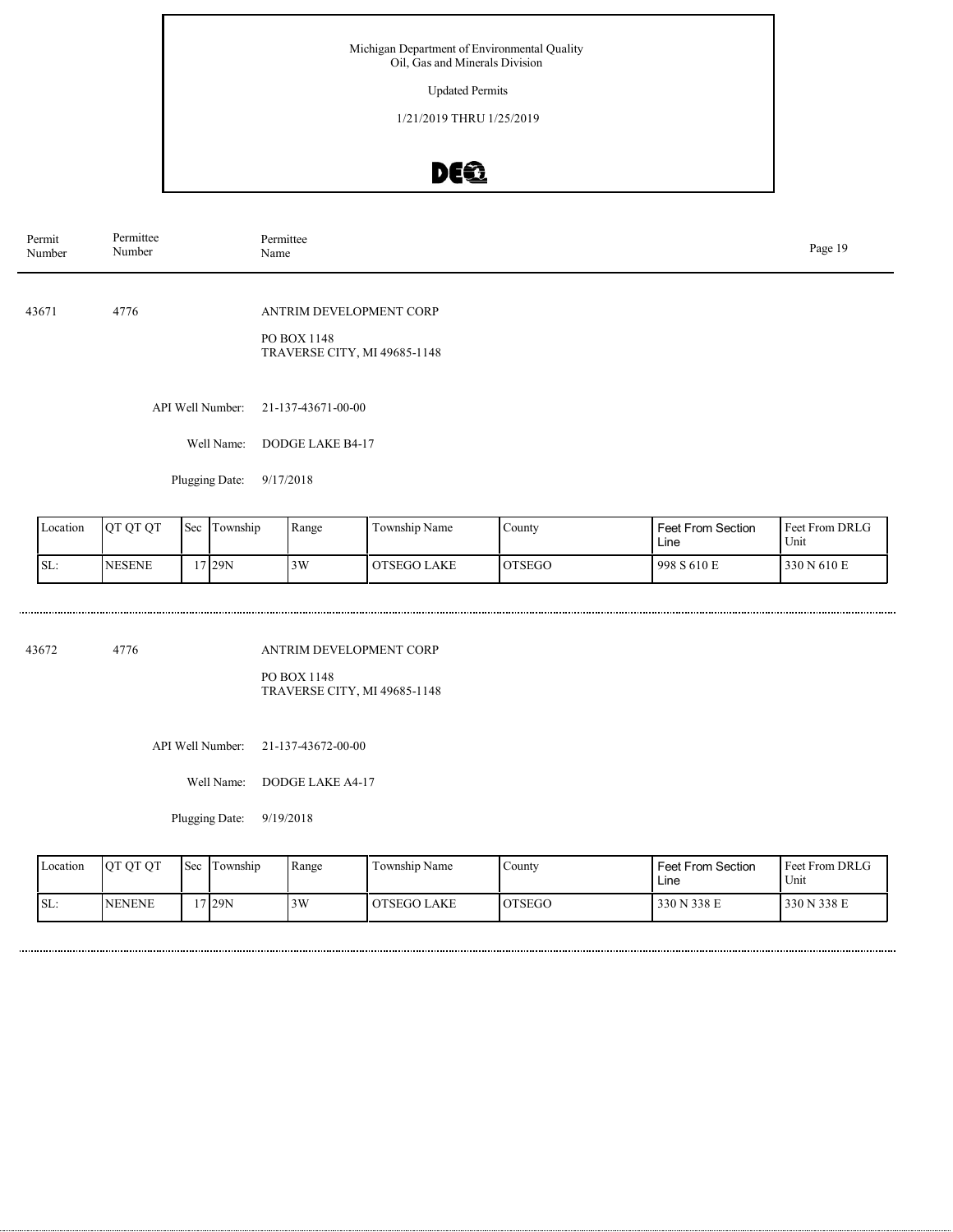Michigan Department of Environmental Quality
Oil, Gas and Minerals Division

Updated Permits

1/21/2019 THRU 1/25/2019

| Permit Number | Permittee Number | Permittee Name |
|---|---|---|

43671 4776 ANTRIM DEVELOPMENT CORP

PO BOX 1148
TRAVERSE CITY, MI 49685-1148

API Well Number: 21-137-43671-00-00

Well Name: DODGE LAKE B4-17

Plugging Date: 9/17/2018

| Location | QT QT QT | Sec | Township | Range | Township Name | County | Feet From Section Line | Feet From DRLG Unit |
|---|---|---|---|---|---|---|---|---|
| SL: | NESENE | 17 | 29N | 3W | OTSEGO LAKE | OTSEGO | 998 S 610 E | 330 N 610 E |

43672 4776 ANTRIM DEVELOPMENT CORP

PO BOX 1148
TRAVERSE CITY, MI 49685-1148

API Well Number: 21-137-43672-00-00

Well Name: DODGE LAKE A4-17

Plugging Date: 9/19/2018

| Location | QT QT QT | Sec | Township | Range | Township Name | County | Feet From Section Line | Feet From DRLG Unit |
|---|---|---|---|---|---|---|---|---|
| SL: | NENENE | 17 | 29N | 3W | OTSEGO LAKE | OTSEGO | 330 N 338 E | 330 N 338 E |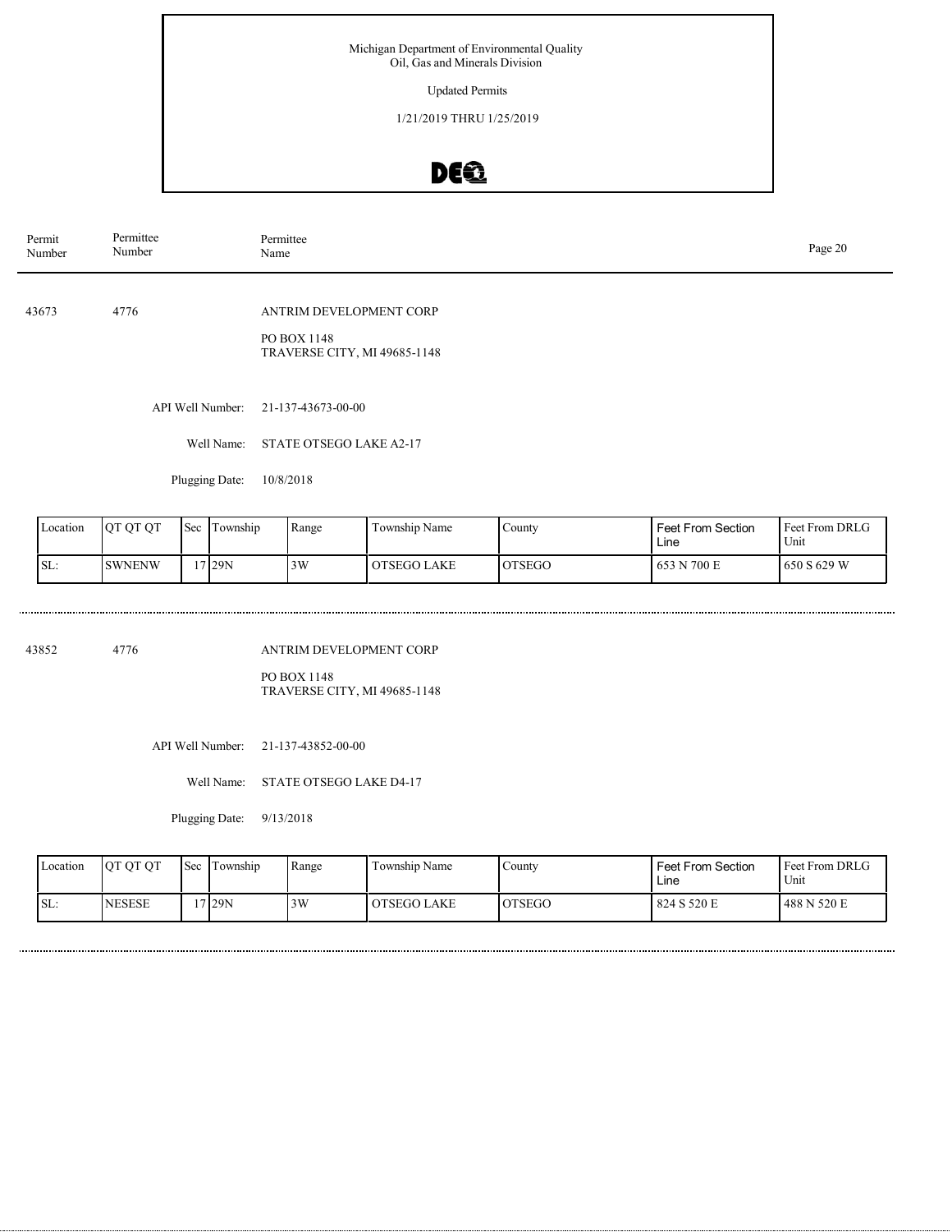Michigan Department of Environmental Quality
Oil, Gas and Minerals Division

Updated Permits

1/21/2019 THRU 1/25/2019

| Permit Number | Permittee Number | Permittee Name |
|---|---|---|

43673 4776 ANTRIM DEVELOPMENT CORP

PO BOX 1148
TRAVERSE CITY, MI 49685-1148

API Well Number: 21-137-43673-00-00

Well Name: STATE OTSEGO LAKE A2-17

Plugging Date: 10/8/2018

| Location | QT QT QT | Sec | Township | Range | Township Name | County | Feet From Section Line | Feet From DRLG Unit |
|---|---|---|---|---|---|---|---|---|
| SL: | SWNENW | 17 | 29N | 3W | OTSEGO LAKE | OTSEGO | 653 N 700 E | 650 S 629 W |

43852 4776 ANTRIM DEVELOPMENT CORP

PO BOX 1148
TRAVERSE CITY, MI 49685-1148

API Well Number: 21-137-43852-00-00

Well Name: STATE OTSEGO LAKE D4-17

Plugging Date: 9/13/2018

| Location | QT QT QT | Sec | Township | Range | Township Name | County | Feet From Section Line | Feet From DRLG Unit |
|---|---|---|---|---|---|---|---|---|
| SL: | NESESE | 17 | 29N | 3W | OTSEGO LAKE | OTSEGO | 824 S 520 E | 488 N 520 E |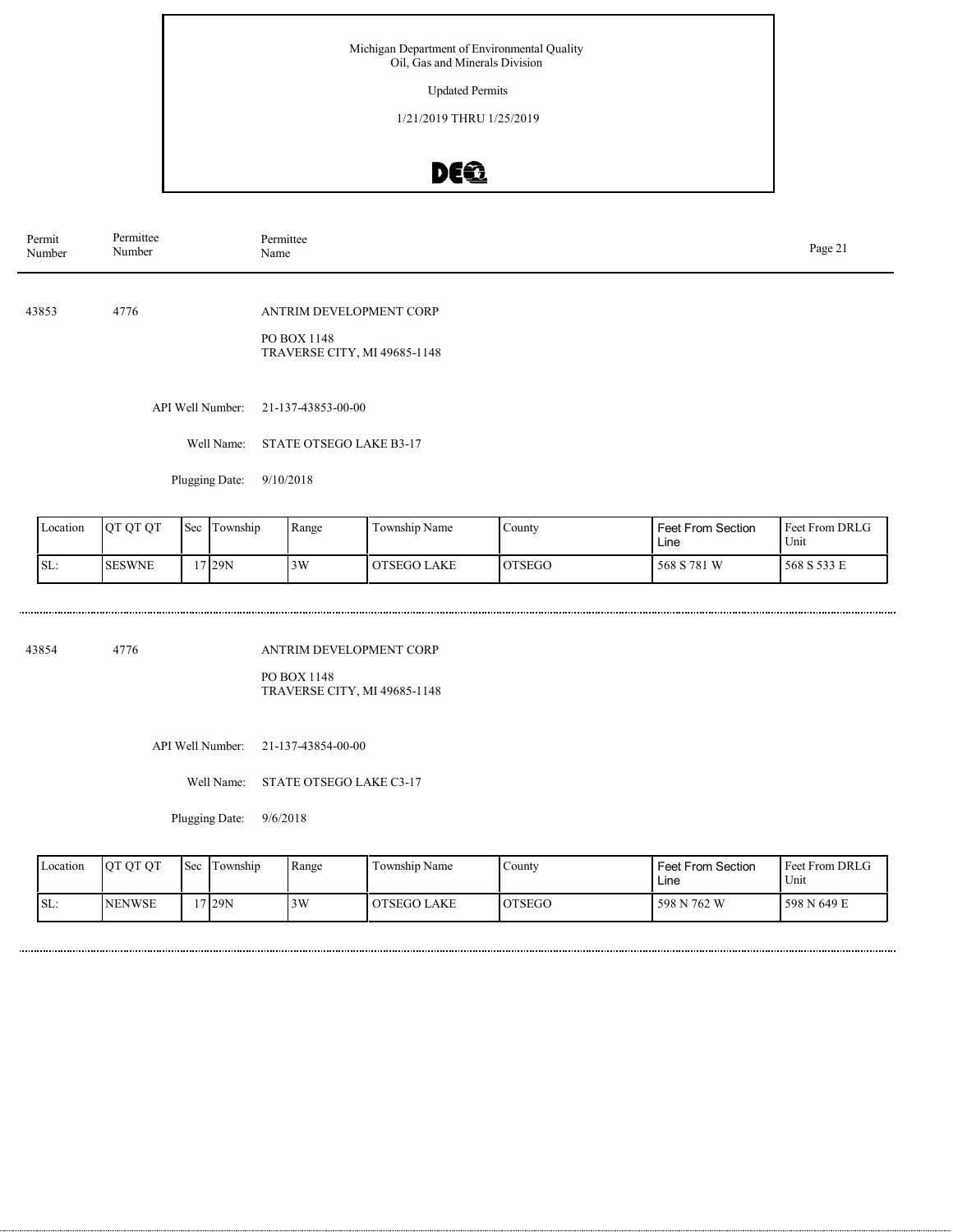Michigan Department of Environmental Quality
Oil, Gas and Minerals Division

Updated Permits

1/21/2019 THRU 1/25/2019

| Permit Number | Permittee Number | Permittee Name |
|---|---|---|

43853 4776 ANTRIM DEVELOPMENT CORP

PO BOX 1148
TRAVERSE CITY, MI 49685-1148

API Well Number: 21-137-43853-00-00

Well Name: STATE OTSEGO LAKE B3-17

Plugging Date: 9/10/2018

| Location | QT QT QT | Sec | Township | Range | Township Name | County | Feet From Section Line | Feet From DRLG Unit |
|---|---|---|---|---|---|---|---|---|
| SL: | SESWNE | 17 | 29N | 3W | OTSEGO LAKE | OTSEGO | 568 S 781 W | 568 S 533 E |

---

43854 4776 ANTRIM DEVELOPMENT CORP

PO BOX 1148
TRAVERSE CITY, MI 49685-1148

API Well Number: 21-137-43854-00-00

Well Name: STATE OTSEGO LAKE C3-17

Plugging Date: 9/6/2018

| Location | QT QT QT | Sec | Township | Range | Township Name | County | Feet From Section Line | Feet From DRLG Unit |
|---|---|---|---|---|---|---|---|---|
| SL: | NENWSE | 17 | 29N | 3W | OTSEGO LAKE | OTSEGO | 598 N 762 W | 598 N 649 E |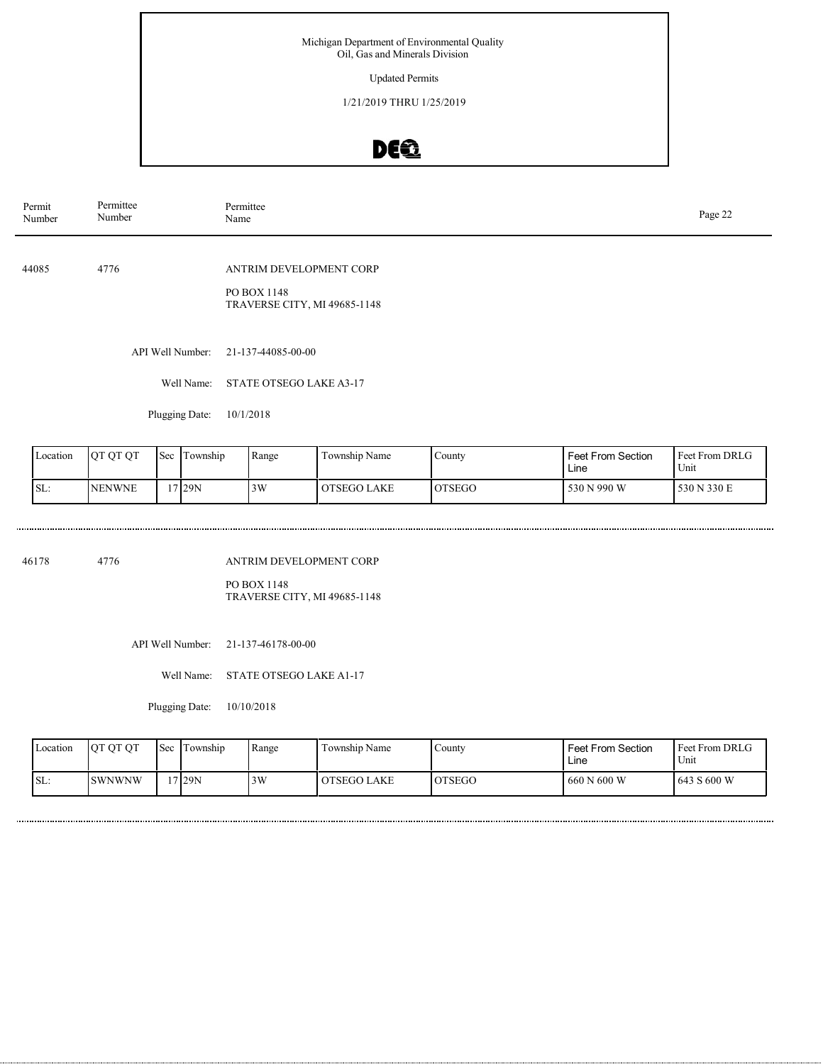Michigan Department of Environmental Quality
Oil, Gas and Minerals Division

Updated Permits

1/21/2019 THRU 1/25/2019

| Permit Number | Permittee Number | Permittee Name |
|---|---|---|

44085 4776 ANTRIM DEVELOPMENT CORP

PO BOX 1148
TRAVERSE CITY, MI 49685-1148

API Well Number: 21-137-44085-00-00

Well Name: STATE OTSEGO LAKE A3-17

Plugging Date: 10/1/2018

| Location | QT QT QT | Sec | Township | Range | Township Name | County | Feet From Section Line | Feet From DRLG Unit |
|---|---|---|---|---|---|---|---|---|
| SL: | NENWNE | 17 | 29N | 3W | OTSEGO LAKE | OTSEGO | 530 N 990 W | 530 N 330 E |

46178 4776 ANTRIM DEVELOPMENT CORP

PO BOX 1148
TRAVERSE CITY, MI 49685-1148

API Well Number: 21-137-46178-00-00

Well Name: STATE OTSEGO LAKE A1-17

Plugging Date: 10/10/2018

| Location | QT QT QT | Sec | Township | Range | Township Name | County | Feet From Section Line | Feet From DRLG Unit |
|---|---|---|---|---|---|---|---|---|
| SL: | SWNWNW | 17 | 29N | 3W | OTSEGO LAKE | OTSEGO | 660 N 600 W | 643 S 600 W |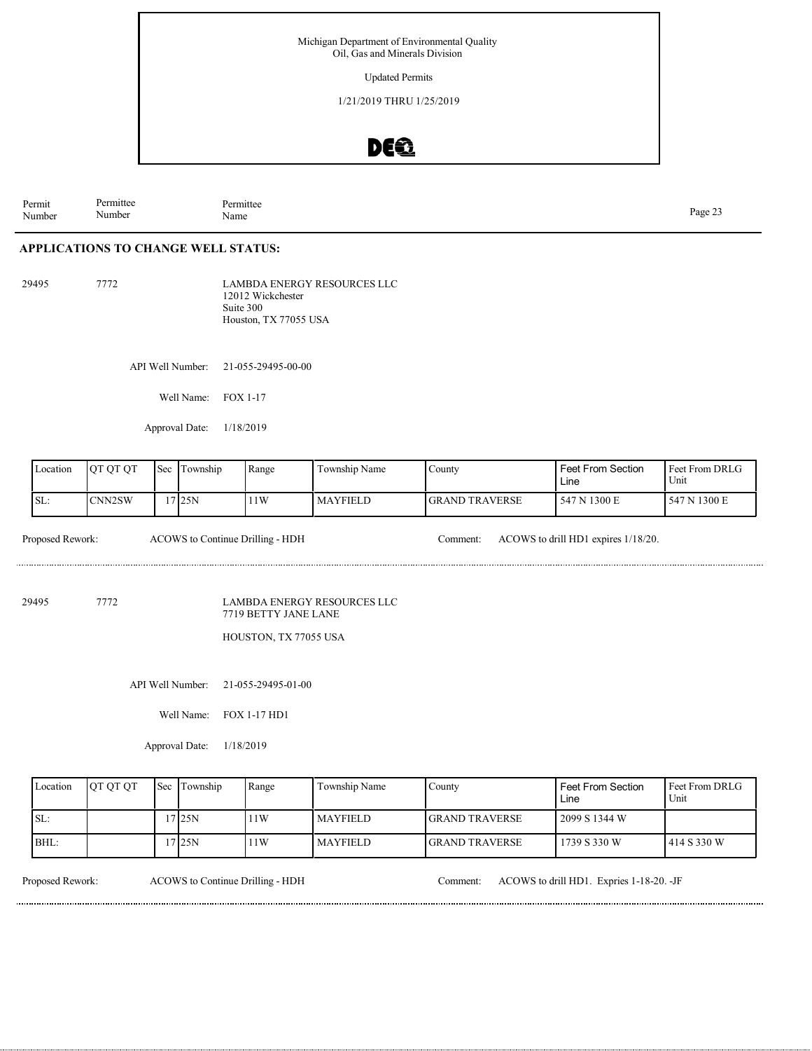Michigan Department of Environmental Quality
Oil, Gas and Minerals Division

Updated Permits

1/21/2019 THRU 1/25/2019

| Permit Number | Permittee Number | Permittee Name |
|---|---|---|

## APPLICATIONS TO CHANGE WELL STATUS:

**29495** &nbsp; **7772** &nbsp; LAMBDA ENERGY RESOURCES LLC
12012 Wickchester
Suite 300
Houston, TX 77055 USA

API Well Number: 21-055-29495-00-00

Well Name: FOX 1-17

Approval Date: 1/18/2019

| Location | QT QT QT | Sec | Township | Range | Township Name | County | Feet From Section Line | Feet From DRLG Unit |
|---|---|---|---|---|---|---|---|---|
| SL: | CNN2SW | 17 | 25N | 11W | MAYFIELD | GRAND TRAVERSE | 547 N 1300 E | 547 N 1300 E |

Proposed Rework: ACOWS to Continue Drilling - HDH &nbsp; Comment: ACOWS to drill HD1 expires 1/18/20.

---

**29495** &nbsp; **7772** &nbsp; LAMBDA ENERGY RESOURCES LLC
7719 BETTY JANE LANE

HOUSTON, TX 77055 USA

API Well Number: 21-055-29495-01-00

Well Name: FOX 1-17 HD1

Approval Date: 1/18/2019

| Location | QT QT QT | Sec | Township | Range | Township Name | County | Feet From Section Line | Feet From DRLG Unit |
|---|---|---|---|---|---|---|---|---|
| SL: | | 17 | 25N | 11W | MAYFIELD | GRAND TRAVERSE | 2099 S 1344 W | |
| BHL: | | 17 | 25N | 11W | MAYFIELD | GRAND TRAVERSE | 1739 S 330 W | 414 S 330 W |

Proposed Rework: ACOWS to Continue Drilling - HDH &nbsp; Comment: ACOWS to drill HD1. Expries 1-18-20. -JF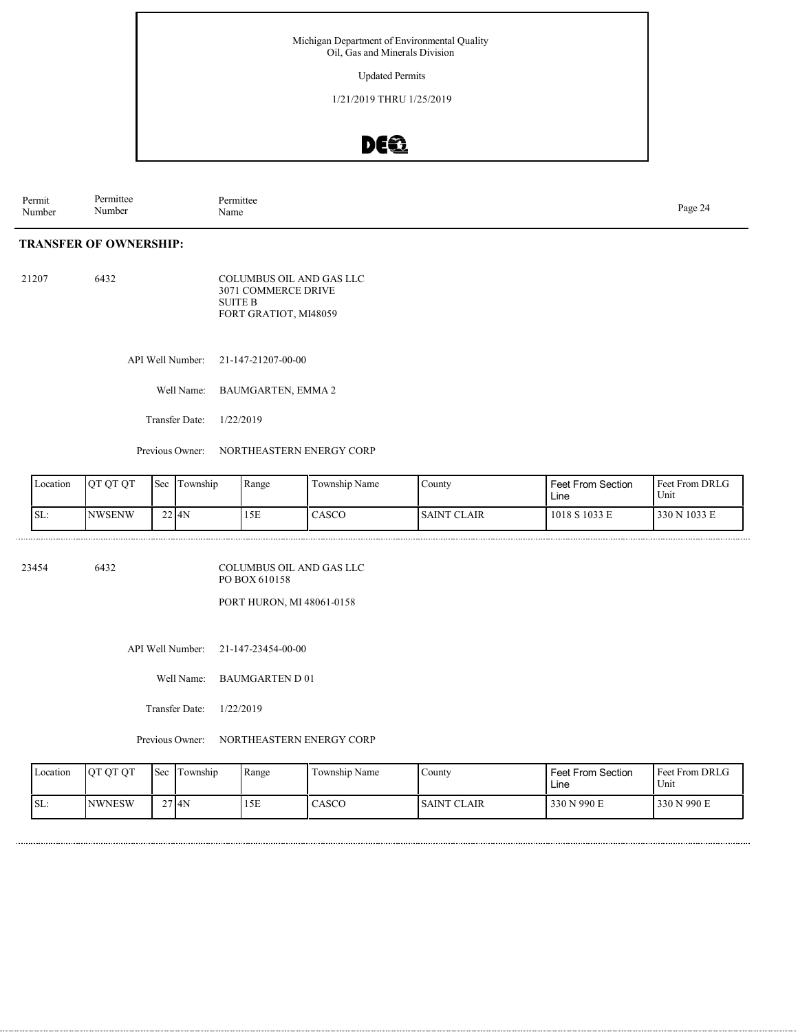Michigan Department of Environmental Quality
Oil, Gas and Minerals Division

Updated Permits

1/21/2019 THRU 1/25/2019

| Permit Number | Permittee Number | Permittee Name |
|---|---|---|

## TRANSFER OF OWNERSHIP:

21207 6432 COLUMBUS OIL AND GAS LLC
3071 COMMERCE DRIVE
SUITE B
FORT GRATIOT, MI48059

API Well Number: 21-147-21207-00-00

Well Name: BAUMGARTEN, EMMA 2

Transfer Date: 1/22/2019

Previous Owner: NORTHEASTERN ENERGY CORP

| Location | QT QT QT | Sec | Township | Range | Township Name | County | Feet From Section Line | Feet From DRLG Unit |
|---|---|---|---|---|---|---|---|---|
| SL: | NWSENW | 22 | 4N | 15E | CASCO | SAINT CLAIR | 1018 S 1033 E | 330 N 1033 E |

23454 6432 COLUMBUS OIL AND GAS LLC
PO BOX 610158

PORT HURON, MI 48061-0158

API Well Number: 21-147-23454-00-00

Well Name: BAUMGARTEN D 01

Transfer Date: 1/22/2019

Previous Owner: NORTHEASTERN ENERGY CORP

| Location | QT QT QT | Sec | Township | Range | Township Name | County | Feet From Section Line | Feet From DRLG Unit |
|---|---|---|---|---|---|---|---|---|
| SL: | NWNESW | 27 | 4N | 15E | CASCO | SAINT CLAIR | 330 N 990 E | 330 N 990 E |